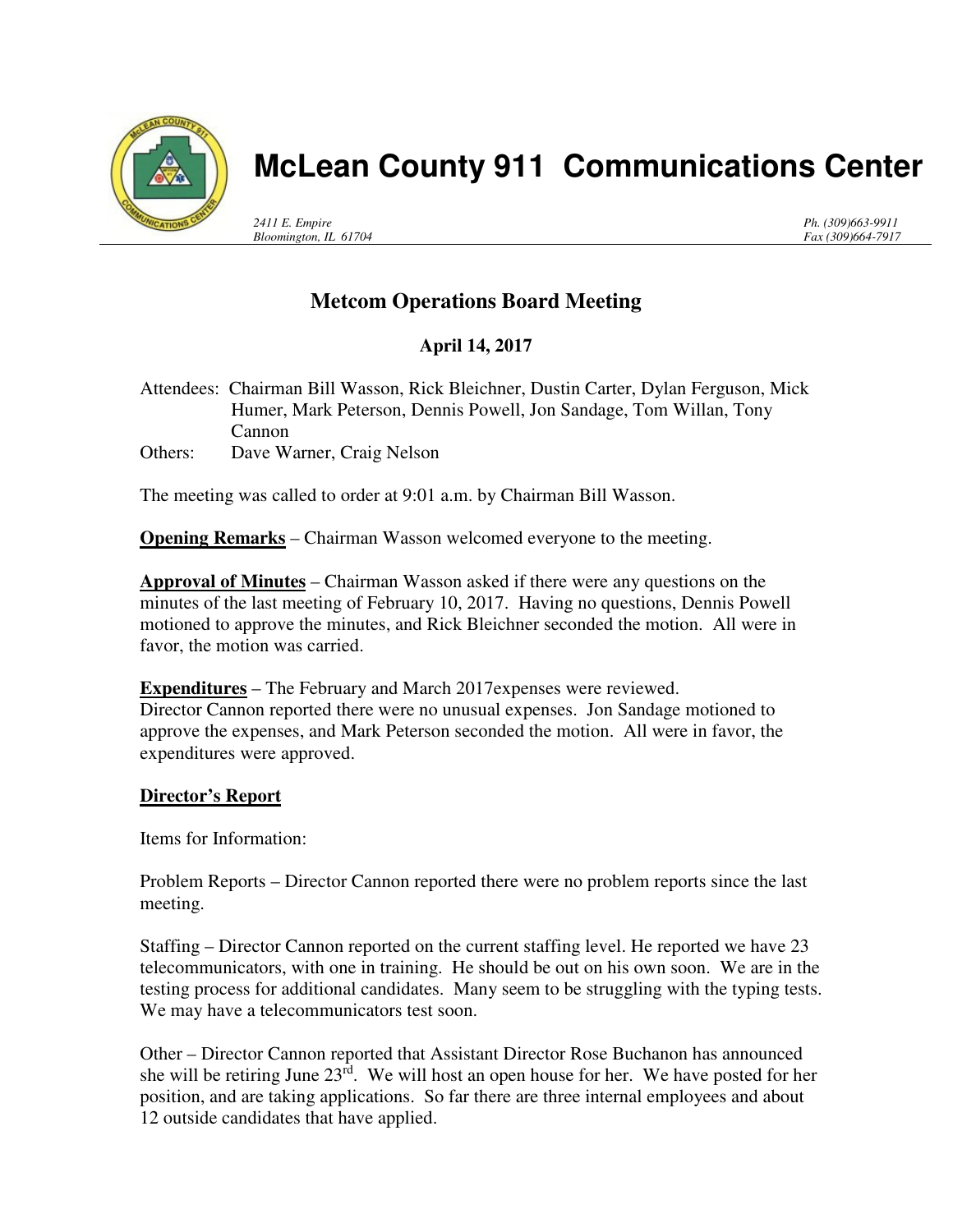# McLean County 911 Communications Center

*2411 E. Empire*
*Bloomington, IL 61704*

*Ph. (309)663-9911*
*Fax (309)664-7917*

## Metcom Operations Board Meeting

**April 14, 2017**

Attendees: Chairman Bill Wasson, Rick Bleichner, Dustin Carter, Dylan Ferguson, Mick Humer, Mark Peterson, Dennis Powell, Jon Sandage, Tom Willan, Tony Cannon
Others: Dave Warner, Craig Nelson

The meeting was called to order at 9:01 a.m. by Chairman Bill Wasson.

**Opening Remarks** – Chairman Wasson welcomed everyone to the meeting.

**Approval of Minutes** – Chairman Wasson asked if there were any questions on the minutes of the last meeting of February 10, 2017. Having no questions, Dennis Powell motioned to approve the minutes, and Rick Bleichner seconded the motion. All were in favor, the motion was carried.

**Expenditures** – The February and March 2017expenses were reviewed. Director Cannon reported there were no unusual expenses. Jon Sandage motioned to approve the expenses, and Mark Peterson seconded the motion. All were in favor, the expenditures were approved.

**Director's Report**

Items for Information:

Problem Reports – Director Cannon reported there were no problem reports since the last meeting.

Staffing – Director Cannon reported on the current staffing level. He reported we have 23 telecommunicators, with one in training. He should be out on his own soon. We are in the testing process for additional candidates. Many seem to be struggling with the typing tests. We may have a telecommunicators test soon.

Other – Director Cannon reported that Assistant Director Rose Buchanon has announced she will be retiring June 23rd. We will host an open house for her. We have posted for her position, and are taking applications. So far there are three internal employees and about 12 outside candidates that have applied.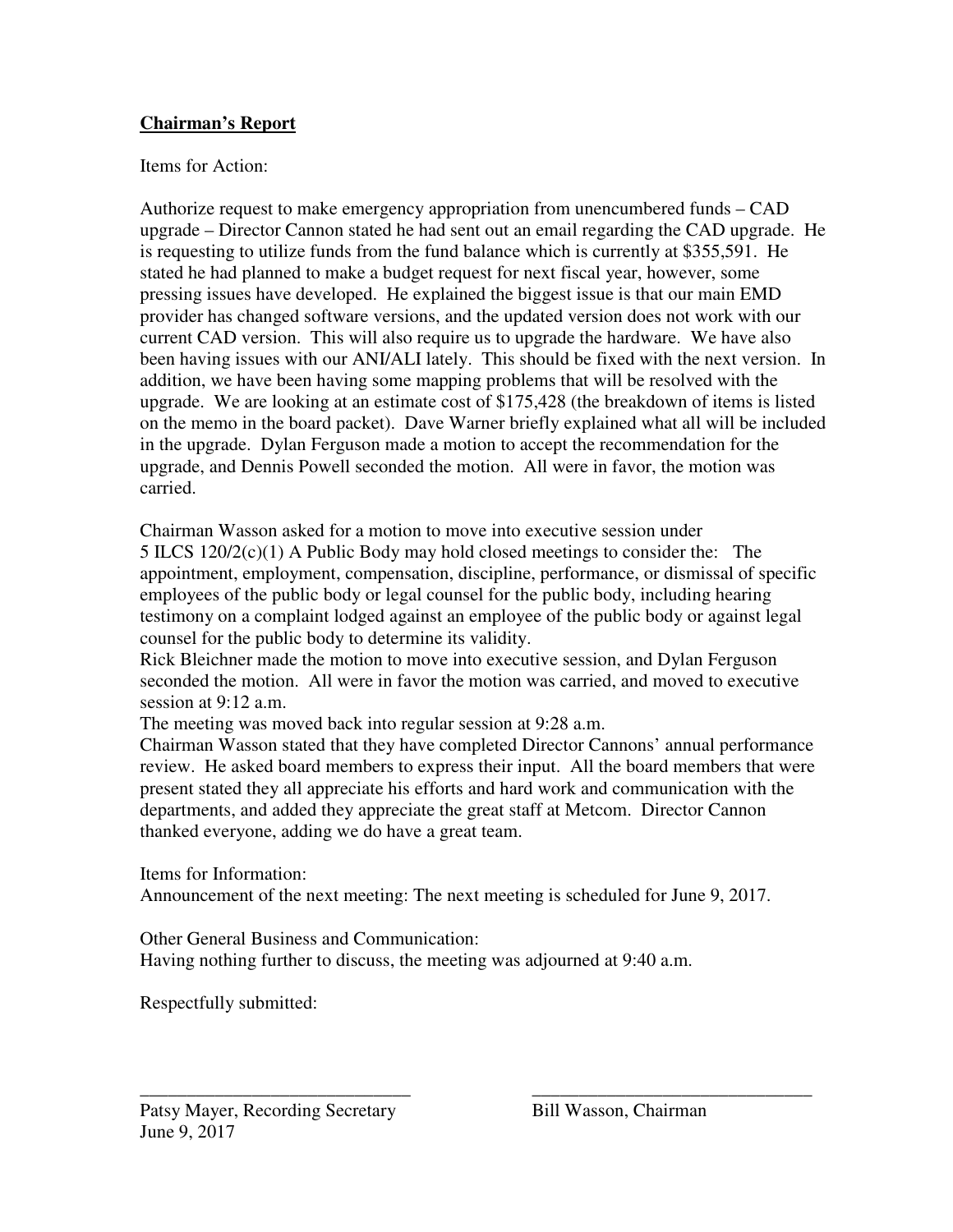**Chairman's Report**

Items for Action:

Authorize request to make emergency appropriation from unencumbered funds – CAD upgrade – Director Cannon stated he had sent out an email regarding the CAD upgrade. He is requesting to utilize funds from the fund balance which is currently at $355,591. He stated he had planned to make a budget request for next fiscal year, however, some pressing issues have developed. He explained the biggest issue is that our main EMD provider has changed software versions, and the updated version does not work with our current CAD version. This will also require us to upgrade the hardware. We have also been having issues with our ANI/ALI lately. This should be fixed with the next version. In addition, we have been having some mapping problems that will be resolved with the upgrade. We are looking at an estimate cost of $175,428 (the breakdown of items is listed on the memo in the board packet). Dave Warner briefly explained what all will be included in the upgrade. Dylan Ferguson made a motion to accept the recommendation for the upgrade, and Dennis Powell seconded the motion. All were in favor, the motion was carried.

Chairman Wasson asked for a motion to move into executive session under
5 ILCS 120/2(c)(1) A Public Body may hold closed meetings to consider the: The appointment, employment, compensation, discipline, performance, or dismissal of specific employees of the public body or legal counsel for the public body, including hearing testimony on a complaint lodged against an employee of the public body or against legal counsel for the public body to determine its validity.
Rick Bleichner made the motion to move into executive session, and Dylan Ferguson seconded the motion. All were in favor the motion was carried, and moved to executive session at 9:12 a.m.
The meeting was moved back into regular session at 9:28 a.m.
Chairman Wasson stated that they have completed Director Cannons' annual performance review. He asked board members to express their input. All the board members that were present stated they all appreciate his efforts and hard work and communication with the departments, and added they appreciate the great staff at Metcom. Director Cannon thanked everyone, adding we do have a great team.

Items for Information:
Announcement of the next meeting: The next meeting is scheduled for June 9, 2017.

Other General Business and Communication:
Having nothing further to discuss, the meeting was adjourned at 9:40 a.m.

Respectfully submitted:

\_\_\_\_\_\_\_\_\_\_\_\_\_\_\_\_\_\_\_\_\_\_\_\_\_\_\_\_\_\_ \_\_\_\_\_\_\_\_\_\_\_\_\_\_\_\_\_\_\_\_\_\_\_\_\_\_\_\_\_\_

Patsy Mayer, Recording Secretary Bill Wasson, Chairman
June 9, 2017